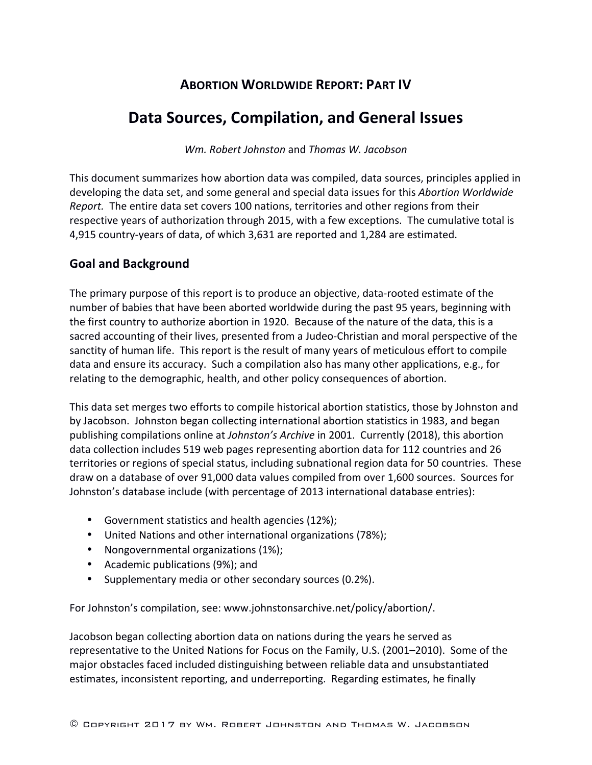**ABORTION WORLDWIDE REPORT: PART IV**

# Data Sources, Compilation, and General Issues

*Wm. Robert Johnston* and *Thomas W. Jacobson*

This document summarizes how abortion data was compiled, data sources, principles applied in developing the data set, and some general and special data issues for this *Abortion Worldwide Report.* The entire data set covers 100 nations, territories and other regions from their respective years of authorization through 2015, with a few exceptions. The cumulative total is 4,915 country-years of data, of which 3,631 are reported and 1,284 are estimated.

## Goal and Background

The primary purpose of this report is to produce an objective, data-rooted estimate of the number of babies that have been aborted worldwide during the past 95 years, beginning with the first country to authorize abortion in 1920. Because of the nature of the data, this is a sacred accounting of their lives, presented from a Judeo-Christian and moral perspective of the sanctity of human life. This report is the result of many years of meticulous effort to compile data and ensure its accuracy. Such a compilation also has many other applications, e.g., for relating to the demographic, health, and other policy consequences of abortion.

This data set merges two efforts to compile historical abortion statistics, those by Johnston and by Jacobson. Johnston began collecting international abortion statistics in 1983, and began publishing compilations online at *Johnston's Archive* in 2001. Currently (2018), this abortion data collection includes 519 web pages representing abortion data for 112 countries and 26 territories or regions of special status, including subnational region data for 50 countries. These draw on a database of over 91,000 data values compiled from over 1,600 sources. Sources for Johnston's database include (with percentage of 2013 international database entries):

- Government statistics and health agencies (12%);
- United Nations and other international organizations (78%);
- Nongovernmental organizations (1%);
- Academic publications (9%); and
- Supplementary media or other secondary sources (0.2%).

For Johnston's compilation, see: www.johnstonsarchive.net/policy/abortion/.

Jacobson began collecting abortion data on nations during the years he served as representative to the United Nations for Focus on the Family, U.S. (2001–2010). Some of the major obstacles faced included distinguishing between reliable data and unsubstantiated estimates, inconsistent reporting, and underreporting. Regarding estimates, he finally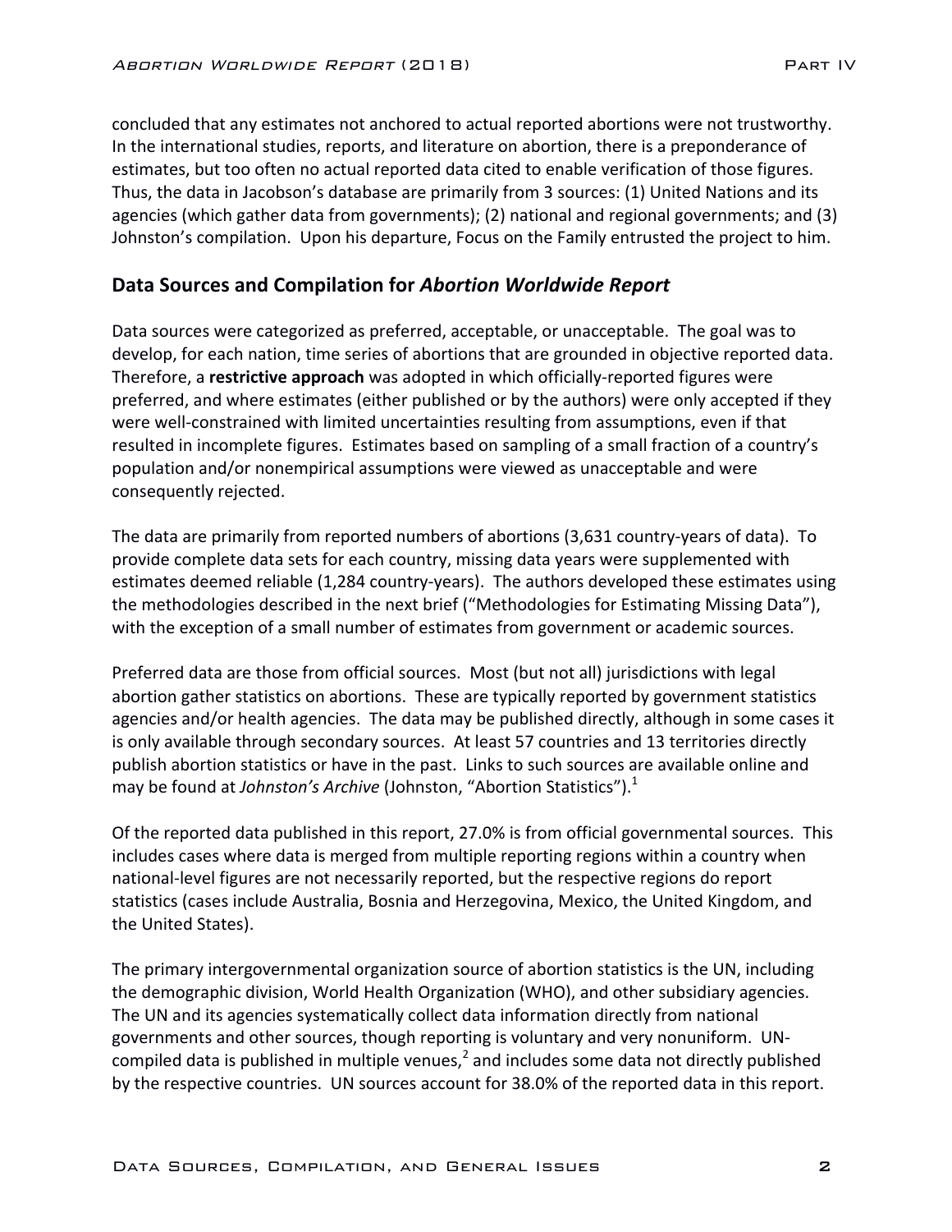concluded that any estimates not anchored to actual reported abortions were not trustworthy. In the international studies, reports, and literature on abortion, there is a preponderance of estimates, but too often no actual reported data cited to enable verification of those figures. Thus, the data in Jacobson's database are primarily from 3 sources: (1) United Nations and its agencies (which gather data from governments); (2) national and regional governments; and (3) Johnston's compilation. Upon his departure, Focus on the Family entrusted the project to him.

## Data Sources and Compilation for *Abortion Worldwide Report*

Data sources were categorized as preferred, acceptable, or unacceptable. The goal was to develop, for each nation, time series of abortions that are grounded in objective reported data. Therefore, a **restrictive approach** was adopted in which officially-reported figures were preferred, and where estimates (either published or by the authors) were only accepted if they were well-constrained with limited uncertainties resulting from assumptions, even if that resulted in incomplete figures. Estimates based on sampling of a small fraction of a country's population and/or nonempirical assumptions were viewed as unacceptable and were consequently rejected.

The data are primarily from reported numbers of abortions (3,631 country-years of data). To provide complete data sets for each country, missing data years were supplemented with estimates deemed reliable (1,284 country-years). The authors developed these estimates using the methodologies described in the next brief ("Methodologies for Estimating Missing Data"), with the exception of a small number of estimates from government or academic sources.

Preferred data are those from official sources. Most (but not all) jurisdictions with legal abortion gather statistics on abortions. These are typically reported by government statistics agencies and/or health agencies. The data may be published directly, although in some cases it is only available through secondary sources. At least 57 countries and 13 territories directly publish abortion statistics or have in the past. Links to such sources are available online and may be found at *Johnston's Archive* (Johnston, "Abortion Statistics").[1]

Of the reported data published in this report, 27.0% is from official governmental sources. This includes cases where data is merged from multiple reporting regions within a country when national-level figures are not necessarily reported, but the respective regions do report statistics (cases include Australia, Bosnia and Herzegovina, Mexico, the United Kingdom, and the United States).

The primary intergovernmental organization source of abortion statistics is the UN, including the demographic division, World Health Organization (WHO), and other subsidiary agencies. The UN and its agencies systematically collect data information directly from national governments and other sources, though reporting is voluntary and very nonuniform. UN-compiled data is published in multiple venues,[2] and includes some data not directly published by the respective countries. UN sources account for 38.0% of the reported data in this report.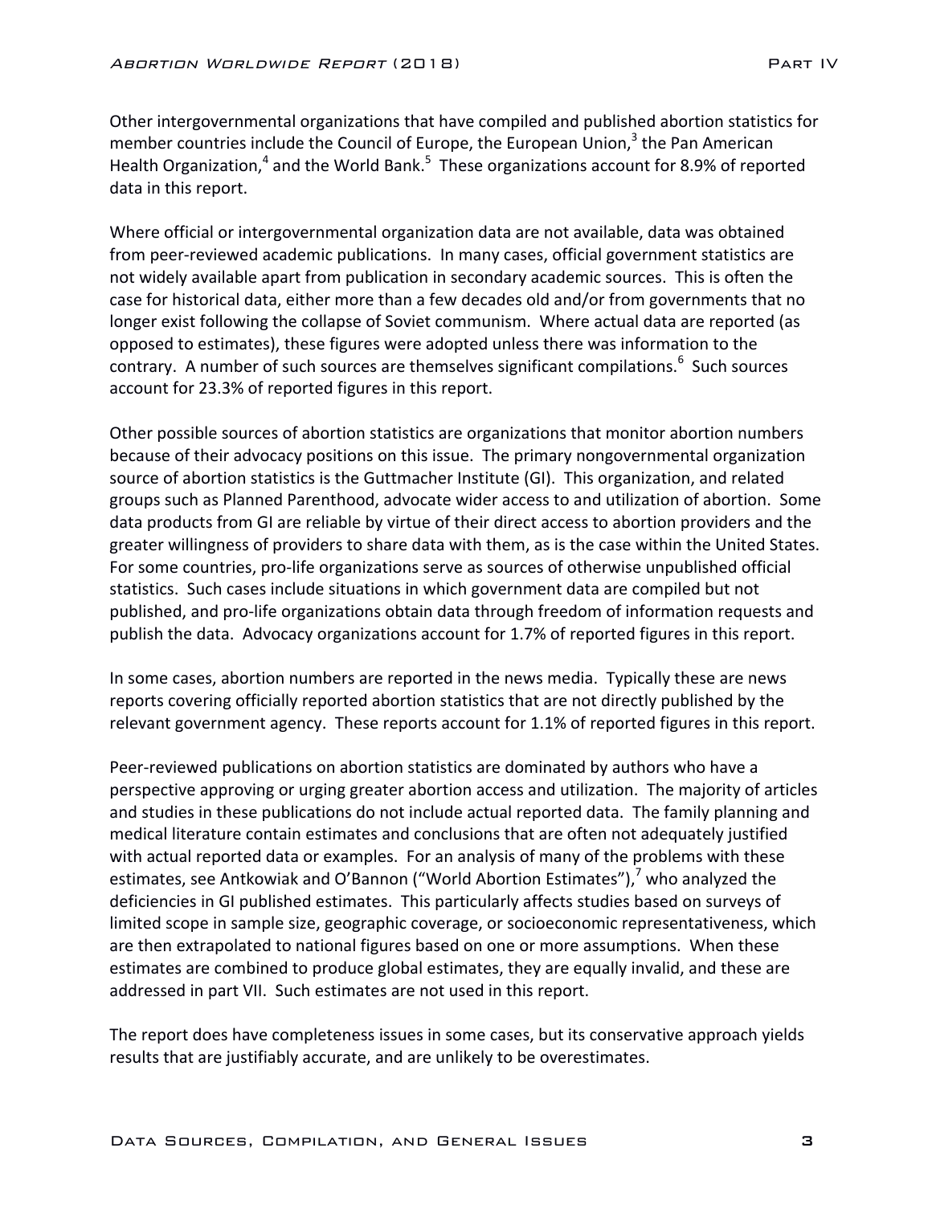Other intergovernmental organizations that have compiled and published abortion statistics for member countries include the Council of Europe, the European Union,[3] the Pan American Health Organization,[4] and the World Bank.[5] These organizations account for 8.9% of reported data in this report.

Where official or intergovernmental organization data are not available, data was obtained from peer-reviewed academic publications. In many cases, official government statistics are not widely available apart from publication in secondary academic sources. This is often the case for historical data, either more than a few decades old and/or from governments that no longer exist following the collapse of Soviet communism. Where actual data are reported (as opposed to estimates), these figures were adopted unless there was information to the contrary. A number of such sources are themselves significant compilations.[6] Such sources account for 23.3% of reported figures in this report.

Other possible sources of abortion statistics are organizations that monitor abortion numbers because of their advocacy positions on this issue. The primary nongovernmental organization source of abortion statistics is the Guttmacher Institute (GI). This organization, and related groups such as Planned Parenthood, advocate wider access to and utilization of abortion. Some data products from GI are reliable by virtue of their direct access to abortion providers and the greater willingness of providers to share data with them, as is the case within the United States. For some countries, pro-life organizations serve as sources of otherwise unpublished official statistics. Such cases include situations in which government data are compiled but not published, and pro-life organizations obtain data through freedom of information requests and publish the data. Advocacy organizations account for 1.7% of reported figures in this report.

In some cases, abortion numbers are reported in the news media. Typically these are news reports covering officially reported abortion statistics that are not directly published by the relevant government agency. These reports account for 1.1% of reported figures in this report.

Peer-reviewed publications on abortion statistics are dominated by authors who have a perspective approving or urging greater abortion access and utilization. The majority of articles and studies in these publications do not include actual reported data. The family planning and medical literature contain estimates and conclusions that are often not adequately justified with actual reported data or examples. For an analysis of many of the problems with these estimates, see Antkowiak and O'Bannon ("World Abortion Estimates"),[7] who analyzed the deficiencies in GI published estimates. This particularly affects studies based on surveys of limited scope in sample size, geographic coverage, or socioeconomic representativeness, which are then extrapolated to national figures based on one or more assumptions. When these estimates are combined to produce global estimates, they are equally invalid, and these are addressed in part VII. Such estimates are not used in this report.

The report does have completeness issues in some cases, but its conservative approach yields results that are justifiably accurate, and are unlikely to be overestimates.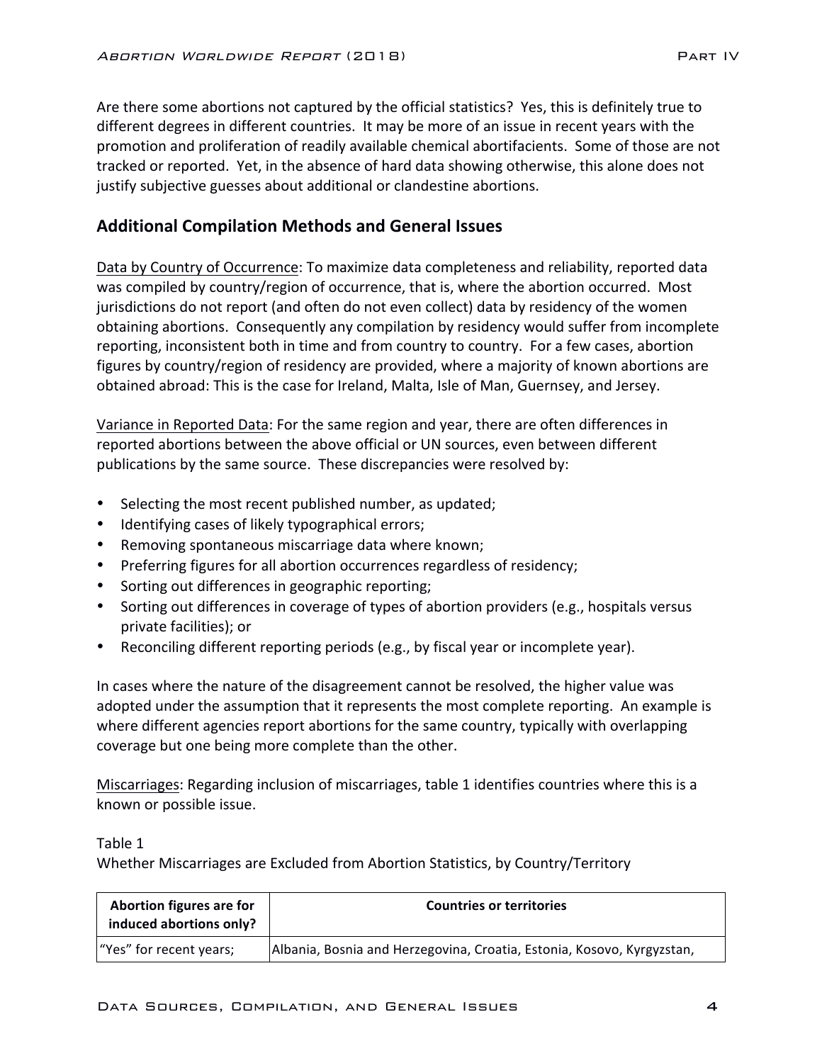Are there some abortions not captured by the official statistics? Yes, this is definitely true to different degrees in different countries. It may be more of an issue in recent years with the promotion and proliferation of readily available chemical abortifacients. Some of those are not tracked or reported. Yet, in the absence of hard data showing otherwise, this alone does not justify subjective guesses about additional or clandestine abortions.

## Additional Compilation Methods and General Issues

Data by Country of Occurrence: To maximize data completeness and reliability, reported data was compiled by country/region of occurrence, that is, where the abortion occurred. Most jurisdictions do not report (and often do not even collect) data by residency of the women obtaining abortions. Consequently any compilation by residency would suffer from incomplete reporting, inconsistent both in time and from country to country. For a few cases, abortion figures by country/region of residency are provided, where a majority of known abortions are obtained abroad: This is the case for Ireland, Malta, Isle of Man, Guernsey, and Jersey.

Variance in Reported Data: For the same region and year, there are often differences in reported abortions between the above official or UN sources, even between different publications by the same source. These discrepancies were resolved by:

- Selecting the most recent published number, as updated;
- Identifying cases of likely typographical errors;
- Removing spontaneous miscarriage data where known;
- Preferring figures for all abortion occurrences regardless of residency;
- Sorting out differences in geographic reporting;
- Sorting out differences in coverage of types of abortion providers (e.g., hospitals versus private facilities); or
- Reconciling different reporting periods (e.g., by fiscal year or incomplete year).

In cases where the nature of the disagreement cannot be resolved, the higher value was adopted under the assumption that it represents the most complete reporting. An example is where different agencies report abortions for the same country, typically with overlapping coverage but one being more complete than the other.

Miscarriages: Regarding inclusion of miscarriages, table 1 identifies countries where this is a known or possible issue.

Table 1
Whether Miscarriages are Excluded from Abortion Statistics, by Country/Territory

| Abortion figures are for induced abortions only? | Countries or territories |
|---|---|
| "Yes" for recent years; | Albania, Bosnia and Herzegovina, Croatia, Estonia, Kosovo, Kyrgyzstan, |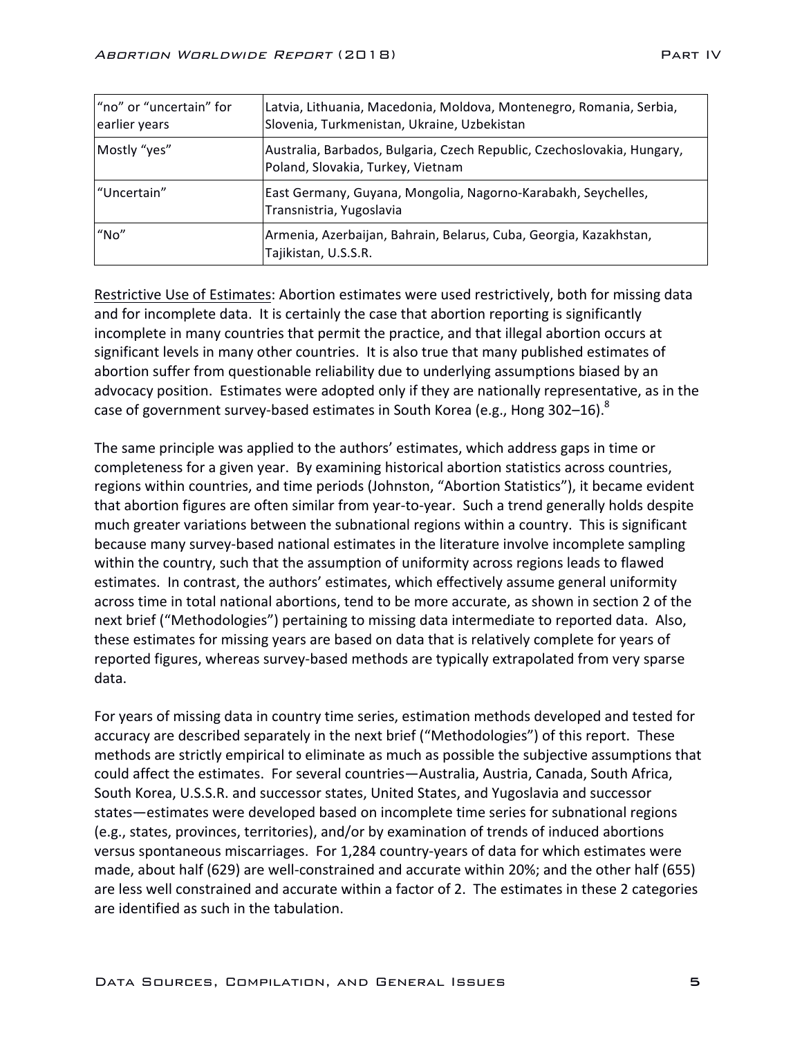| "no" or "uncertain" for earlier years | Latvia, Lithuania, Macedonia, Moldova, Montenegro, Romania, Serbia, Slovenia, Turkmenistan, Ukraine, Uzbekistan |
|---|---|
| Mostly "yes" | Australia, Barbados, Bulgaria, Czech Republic, Czechoslovakia, Hungary, Poland, Slovakia, Turkey, Vietnam |
| "Uncertain" | East Germany, Guyana, Mongolia, Nagorno-Karabakh, Seychelles, Transnistria, Yugoslavia |
| "No" | Armenia, Azerbaijan, Bahrain, Belarus, Cuba, Georgia, Kazakhstan, Tajikistan, U.S.S.R. |

Restrictive Use of Estimates: Abortion estimates were used restrictively, both for missing data and for incomplete data. It is certainly the case that abortion reporting is significantly incomplete in many countries that permit the practice, and that illegal abortion occurs at significant levels in many other countries. It is also true that many published estimates of abortion suffer from questionable reliability due to underlying assumptions biased by an advocacy position. Estimates were adopted only if they are nationally representative, as in the case of government survey-based estimates in South Korea (e.g., Hong 302–16).[8]

The same principle was applied to the authors' estimates, which address gaps in time or completeness for a given year. By examining historical abortion statistics across countries, regions within countries, and time periods (Johnston, "Abortion Statistics"), it became evident that abortion figures are often similar from year-to-year. Such a trend generally holds despite much greater variations between the subnational regions within a country. This is significant because many survey-based national estimates in the literature involve incomplete sampling within the country, such that the assumption of uniformity across regions leads to flawed estimates. In contrast, the authors' estimates, which effectively assume general uniformity across time in total national abortions, tend to be more accurate, as shown in section 2 of the next brief ("Methodologies") pertaining to missing data intermediate to reported data. Also, these estimates for missing years are based on data that is relatively complete for years of reported figures, whereas survey-based methods are typically extrapolated from very sparse data.

For years of missing data in country time series, estimation methods developed and tested for accuracy are described separately in the next brief ("Methodologies") of this report. These methods are strictly empirical to eliminate as much as possible the subjective assumptions that could affect the estimates. For several countries—Australia, Austria, Canada, South Africa, South Korea, U.S.S.R. and successor states, United States, and Yugoslavia and successor states—estimates were developed based on incomplete time series for subnational regions (e.g., states, provinces, territories), and/or by examination of trends of induced abortions versus spontaneous miscarriages. For 1,284 country-years of data for which estimates were made, about half (629) are well-constrained and accurate within 20%; and the other half (655) are less well constrained and accurate within a factor of 2. The estimates in these 2 categories are identified as such in the tabulation.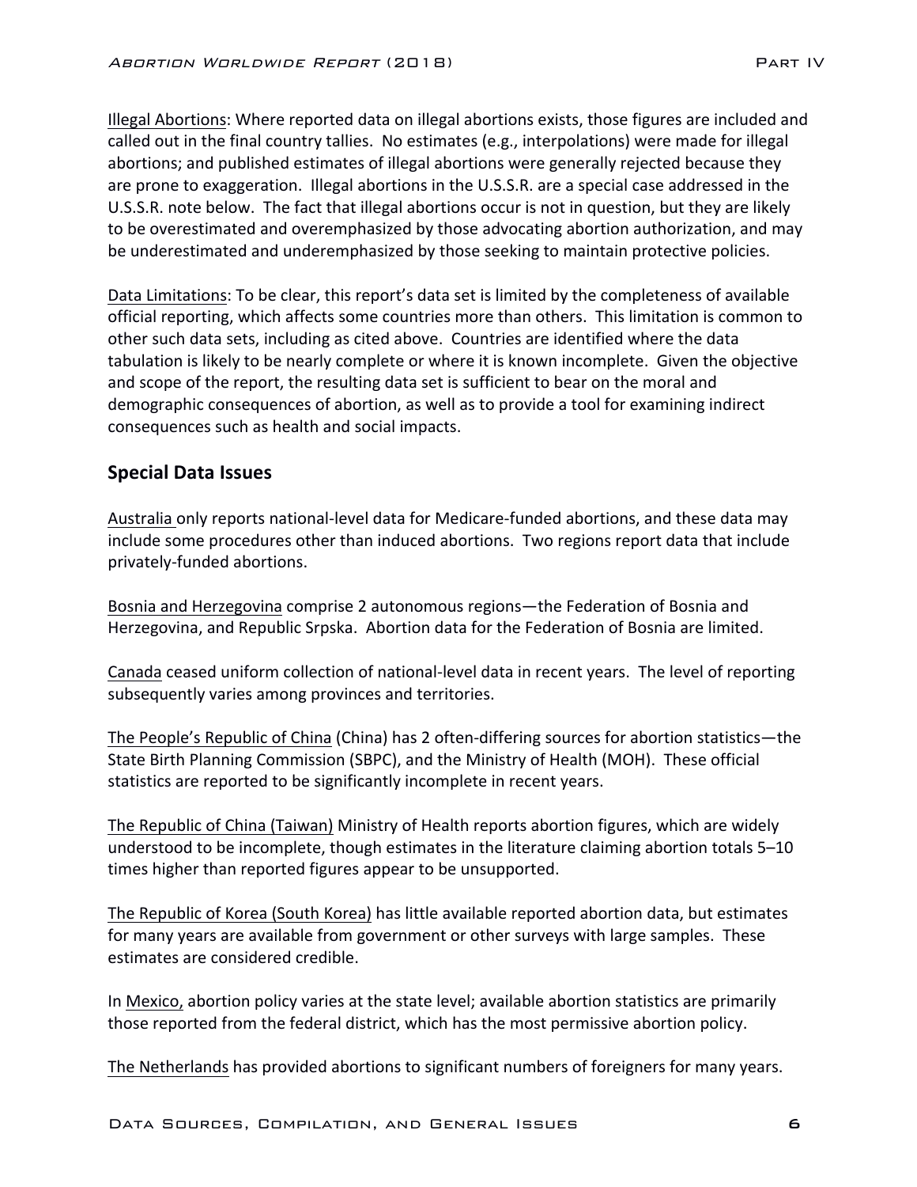Illegal Abortions: Where reported data on illegal abortions exists, those figures are included and called out in the final country tallies. No estimates (e.g., interpolations) were made for illegal abortions; and published estimates of illegal abortions were generally rejected because they are prone to exaggeration. Illegal abortions in the U.S.S.R. are a special case addressed in the U.S.S.R. note below. The fact that illegal abortions occur is not in question, but they are likely to be overestimated and overemphasized by those advocating abortion authorization, and may be underestimated and underemphasized by those seeking to maintain protective policies.

Data Limitations: To be clear, this report's data set is limited by the completeness of available official reporting, which affects some countries more than others. This limitation is common to other such data sets, including as cited above. Countries are identified where the data tabulation is likely to be nearly complete or where it is known incomplete. Given the objective and scope of the report, the resulting data set is sufficient to bear on the moral and demographic consequences of abortion, as well as to provide a tool for examining indirect consequences such as health and social impacts.

## Special Data Issues

Australia only reports national-level data for Medicare-funded abortions, and these data may include some procedures other than induced abortions. Two regions report data that include privately-funded abortions.

Bosnia and Herzegovina comprise 2 autonomous regions—the Federation of Bosnia and Herzegovina, and Republic Srpska. Abortion data for the Federation of Bosnia are limited.

Canada ceased uniform collection of national-level data in recent years. The level of reporting subsequently varies among provinces and territories.

The People's Republic of China (China) has 2 often-differing sources for abortion statistics—the State Birth Planning Commission (SBPC), and the Ministry of Health (MOH). These official statistics are reported to be significantly incomplete in recent years.

The Republic of China (Taiwan) Ministry of Health reports abortion figures, which are widely understood to be incomplete, though estimates in the literature claiming abortion totals 5–10 times higher than reported figures appear to be unsupported.

The Republic of Korea (South Korea) has little available reported abortion data, but estimates for many years are available from government or other surveys with large samples. These estimates are considered credible.

In Mexico, abortion policy varies at the state level; available abortion statistics are primarily those reported from the federal district, which has the most permissive abortion policy.

The Netherlands has provided abortions to significant numbers of foreigners for many years.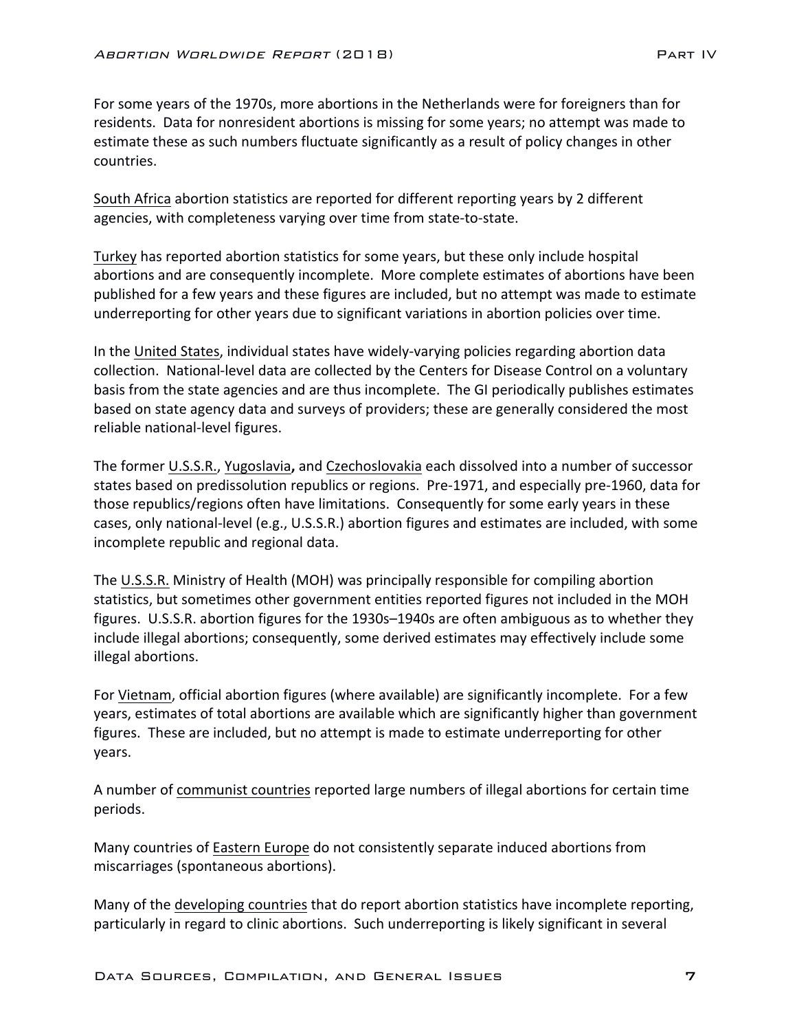For some years of the 1970s, more abortions in the Netherlands were for foreigners than for residents. Data for nonresident abortions is missing for some years; no attempt was made to estimate these as such numbers fluctuate significantly as a result of policy changes in other countries.

South Africa abortion statistics are reported for different reporting years by 2 different agencies, with completeness varying over time from state-to-state.

Turkey has reported abortion statistics for some years, but these only include hospital abortions and are consequently incomplete. More complete estimates of abortions have been published for a few years and these figures are included, but no attempt was made to estimate underreporting for other years due to significant variations in abortion policies over time.

In the United States, individual states have widely-varying policies regarding abortion data collection. National-level data are collected by the Centers for Disease Control on a voluntary basis from the state agencies and are thus incomplete. The GI periodically publishes estimates based on state agency data and surveys of providers; these are generally considered the most reliable national-level figures.

The former U.S.S.R., Yugoslavia**,** and Czechoslovakia each dissolved into a number of successor states based on predissolution republics or regions. Pre-1971, and especially pre-1960, data for those republics/regions often have limitations. Consequently for some early years in these cases, only national-level (e.g., U.S.S.R.) abortion figures and estimates are included, with some incomplete republic and regional data.

The U.S.S.R. Ministry of Health (MOH) was principally responsible for compiling abortion statistics, but sometimes other government entities reported figures not included in the MOH figures. U.S.S.R. abortion figures for the 1930s–1940s are often ambiguous as to whether they include illegal abortions; consequently, some derived estimates may effectively include some illegal abortions.

For Vietnam, official abortion figures (where available) are significantly incomplete. For a few years, estimates of total abortions are available which are significantly higher than government figures. These are included, but no attempt is made to estimate underreporting for other years.

A number of communist countries reported large numbers of illegal abortions for certain time periods.

Many countries of Eastern Europe do not consistently separate induced abortions from miscarriages (spontaneous abortions).

Many of the developing countries that do report abortion statistics have incomplete reporting, particularly in regard to clinic abortions. Such underreporting is likely significant in several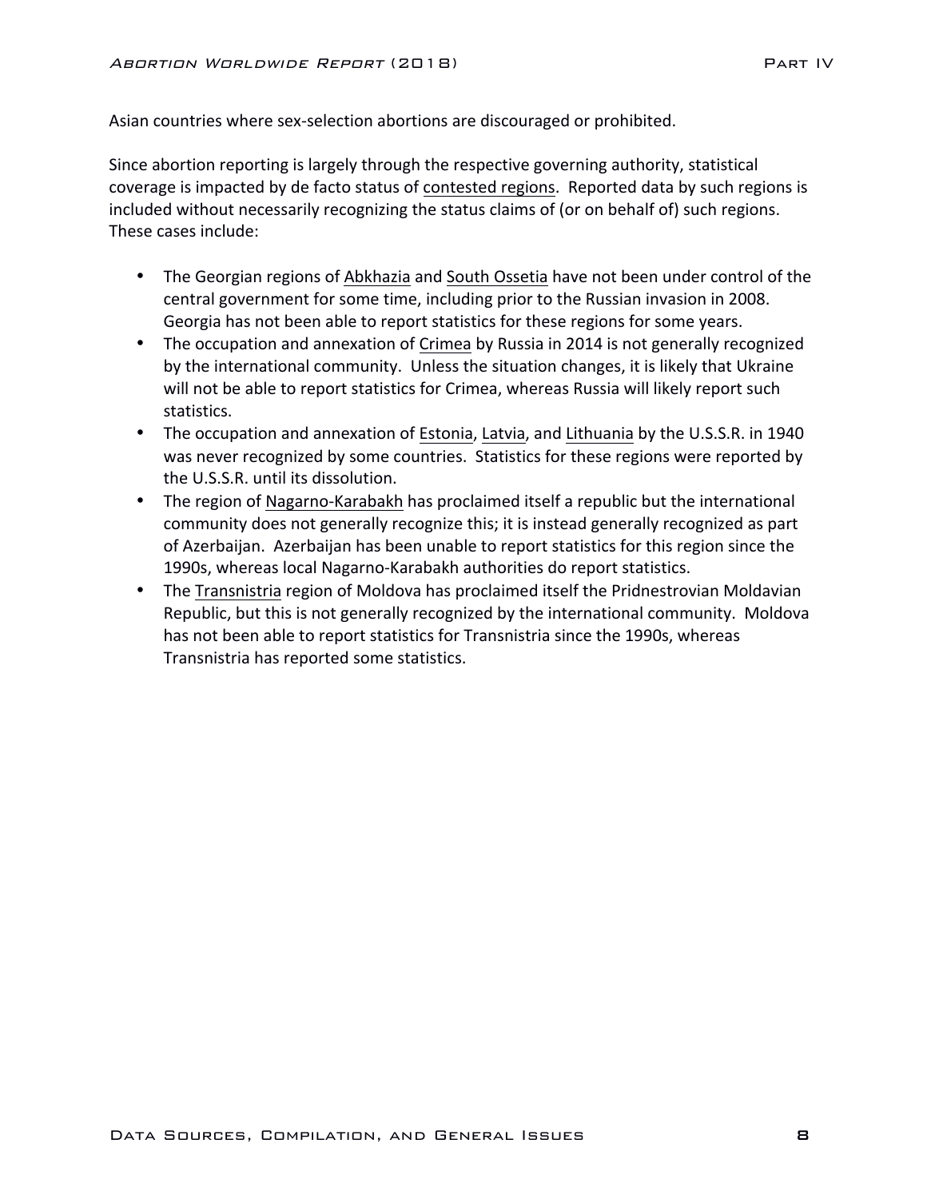Asian countries where sex-selection abortions are discouraged or prohibited.

Since abortion reporting is largely through the respective governing authority, statistical coverage is impacted by de facto status of contested regions. Reported data by such regions is included without necessarily recognizing the status claims of (or on behalf of) such regions. These cases include:

- The Georgian regions of Abkhazia and South Ossetia have not been under control of the central government for some time, including prior to the Russian invasion in 2008. Georgia has not been able to report statistics for these regions for some years.
- The occupation and annexation of Crimea by Russia in 2014 is not generally recognized by the international community. Unless the situation changes, it is likely that Ukraine will not be able to report statistics for Crimea, whereas Russia will likely report such statistics.
- The occupation and annexation of Estonia, Latvia, and Lithuania by the U.S.S.R. in 1940 was never recognized by some countries. Statistics for these regions were reported by the U.S.S.R. until its dissolution.
- The region of Nagarno-Karabakh has proclaimed itself a republic but the international community does not generally recognize this; it is instead generally recognized as part of Azerbaijan. Azerbaijan has been unable to report statistics for this region since the 1990s, whereas local Nagarno-Karabakh authorities do report statistics.
- The Transnistria region of Moldova has proclaimed itself the Pridnestrovian Moldavian Republic, but this is not generally recognized by the international community. Moldova has not been able to report statistics for Transnistria since the 1990s, whereas Transnistria has reported some statistics.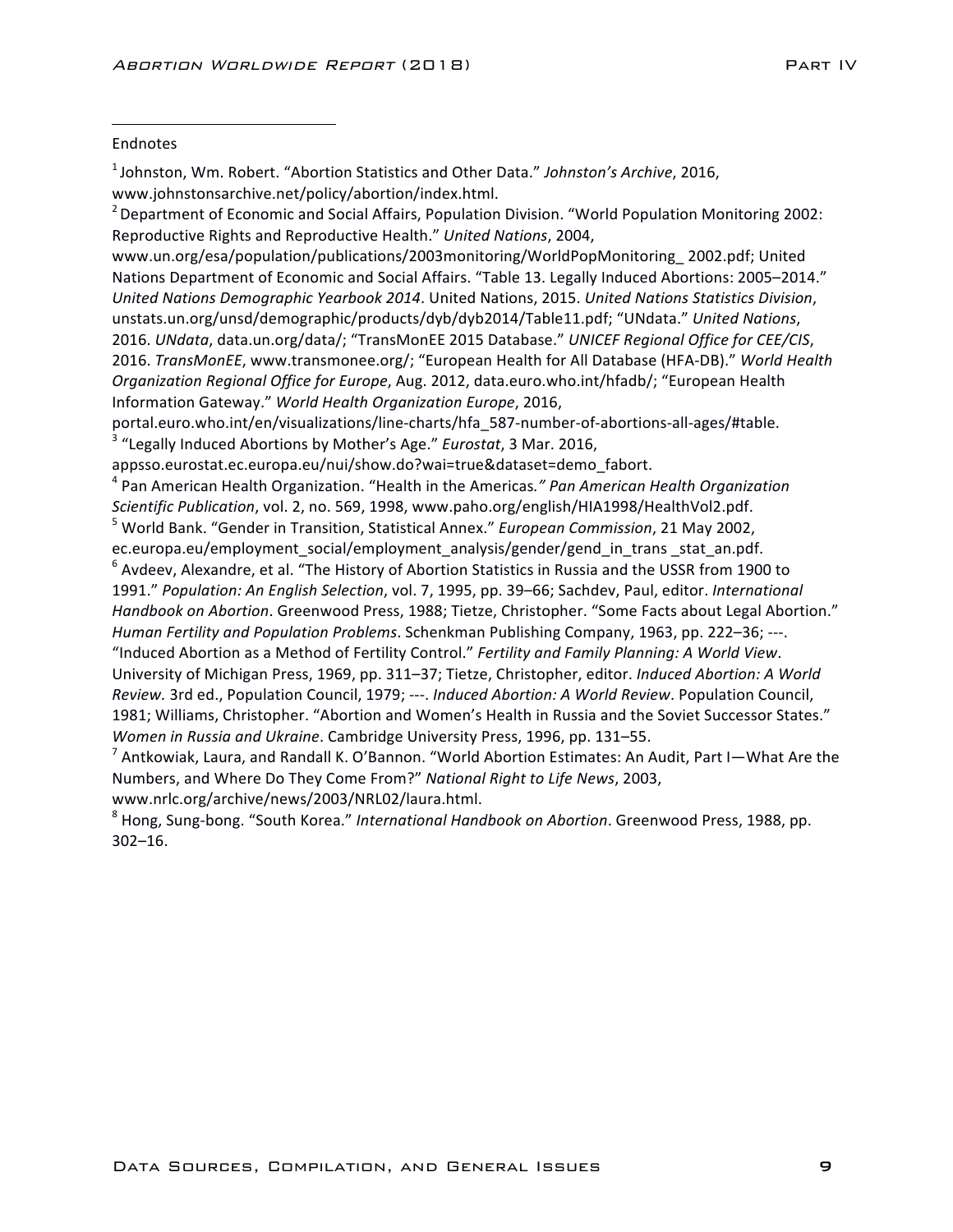Endnotes

[1] Johnston, Wm. Robert. "Abortion Statistics and Other Data." *Johnston's Archive*, 2016, www.johnstonsarchive.net/policy/abortion/index.html.

[2] Department of Economic and Social Affairs, Population Division. "World Population Monitoring 2002: Reproductive Rights and Reproductive Health." *United Nations*, 2004, www.un.org/esa/population/publications/2003monitoring/WorldPopMonitoring_ 2002.pdf; United Nations Department of Economic and Social Affairs. "Table 13. Legally Induced Abortions: 2005–2014." *United Nations Demographic Yearbook 2014*. United Nations, 2015. *United Nations Statistics Division*, unstats.un.org/unsd/demographic/products/dyb/dyb2014/Table11.pdf; "UNdata." *United Nations*, 2016. *UNdata*, data.un.org/data/; "TransMonEE 2015 Database." *UNICEF Regional Office for CEE/CIS*, 2016. *TransMonEE*, www.transmonee.org/; "European Health for All Database (HFA-DB)." *World Health Organization Regional Office for Europe*, Aug. 2012, data.euro.who.int/hfadb/; "European Health Information Gateway." *World Health Organization Europe*, 2016, portal.euro.who.int/en/visualizations/line-charts/hfa_587-number-of-abortions-all-ages/#table.

[3] "Legally Induced Abortions by Mother's Age." *Eurostat*, 3 Mar. 2016, appsso.eurostat.ec.europa.eu/nui/show.do?wai=true&dataset=demo_fabort.

[4] Pan American Health Organization. "Health in the Americas*." Pan American Health Organization Scientific Publication*, vol. 2, no. 569, 1998, www.paho.org/english/HIA1998/HealthVol2.pdf.

[5] World Bank. "Gender in Transition, Statistical Annex." *European Commission*, 21 May 2002, ec.europa.eu/employment_social/employment_analysis/gender/gend_in_trans _stat_an.pdf.

[6] Avdeev, Alexandre, et al. "The History of Abortion Statistics in Russia and the USSR from 1900 to 1991." *Population: An English Selection*, vol. 7, 1995, pp. 39–66; Sachdev, Paul, editor. *International Handbook on Abortion*. Greenwood Press, 1988; Tietze, Christopher. "Some Facts about Legal Abortion." *Human Fertility and Population Problems*. Schenkman Publishing Company, 1963, pp. 222–36; ---. "Induced Abortion as a Method of Fertility Control." *Fertility and Family Planning: A World View*. University of Michigan Press, 1969, pp. 311–37; Tietze, Christopher, editor. *Induced Abortion: A World Review.* 3rd ed., Population Council, 1979; ---. *Induced Abortion: A World Review*. Population Council, 1981; Williams, Christopher. "Abortion and Women's Health in Russia and the Soviet Successor States." *Women in Russia and Ukraine*. Cambridge University Press, 1996, pp. 131–55.

[7] Antkowiak, Laura, and Randall K. O'Bannon. "World Abortion Estimates: An Audit, Part I—What Are the Numbers, and Where Do They Come From?" *National Right to Life News*, 2003, www.nrlc.org/archive/news/2003/NRL02/laura.html.

[8] Hong, Sung-bong. "South Korea." *International Handbook on Abortion*. Greenwood Press, 1988, pp. 302–16.